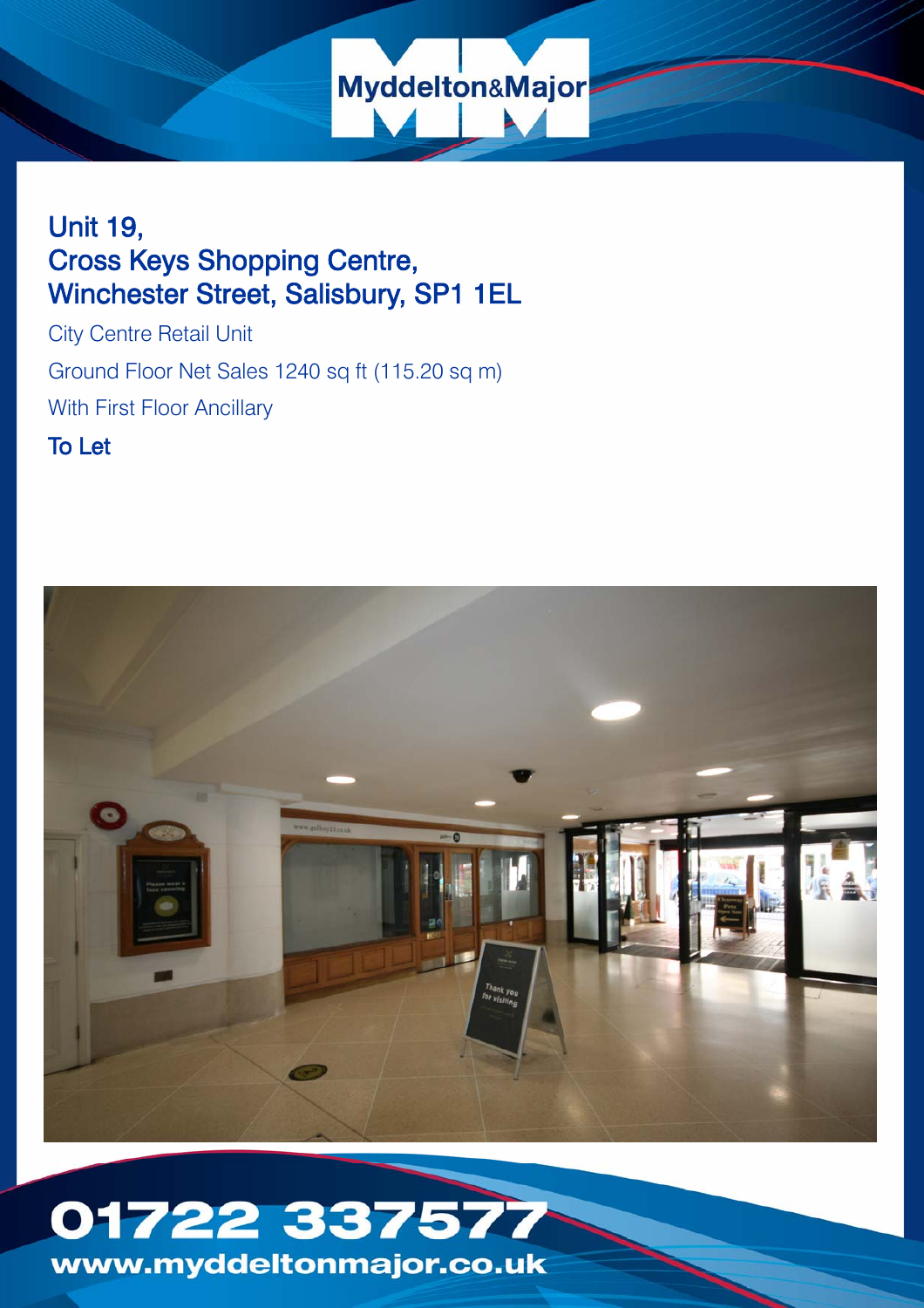Myddelton&Major

# Unit 19,
# Cross Keys Shopping Centre,
# Winchester Street, Salisbury, SP1 1EL

City Centre Retail Unit

Ground Floor Net Sales 1240 sq ft (115.20 sq m)

With First Floor Ancillary

**To Let**

**01722 337577**

**www.myddeltonmajor.co.uk**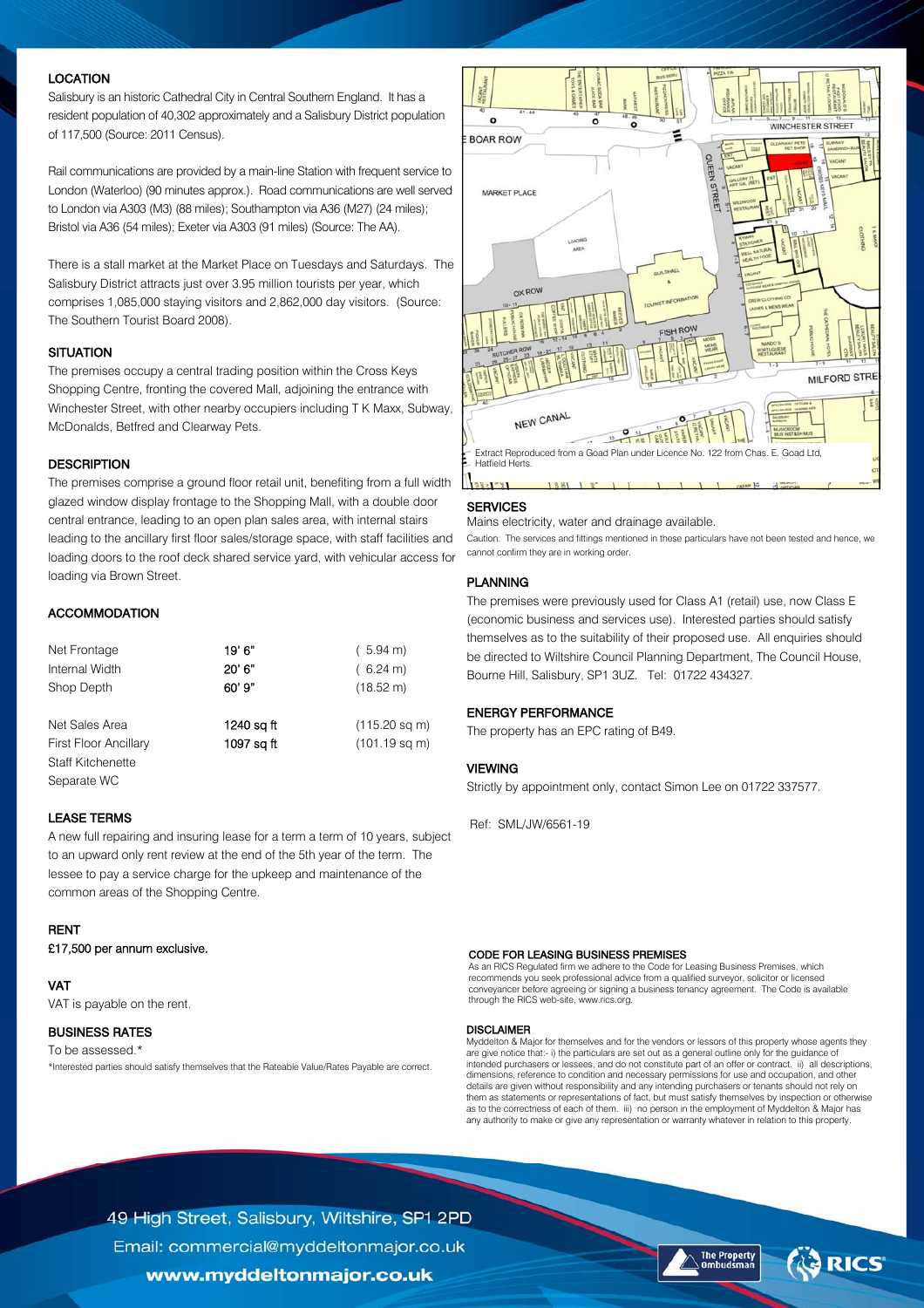## LOCATION

Salisbury is an historic Cathedral City in Central Southern England. It has a resident population of 40,302 approximately and a Salisbury District population of 117,500 (Source: 2011 Census).

Rail communications are provided by a main-line Station with frequent service to London (Waterloo) (90 minutes approx.). Road communications are well served to London via A303 (M3) (88 miles); Southampton via A36 (M27) (24 miles); Bristol via A36 (54 miles); Exeter via A303 (91 miles) (Source: The AA).

There is a stall market at the Market Place on Tuesdays and Saturdays. The Salisbury District attracts just over 3.95 million tourists per year, which comprises 1,085,000 staying visitors and 2,862,000 day visitors. (Source: The Southern Tourist Board 2008).

## SITUATION

The premises occupy a central trading position within the Cross Keys Shopping Centre, fronting the covered Mall, adjoining the entrance with Winchester Street, with other nearby occupiers including T K Maxx, Subway, McDonalds, Betfred and Clearway Pets.

## DESCRIPTION

The premises comprise a ground floor retail unit, benefiting from a full width glazed window display frontage to the Shopping Mall, with a double door central entrance, leading to an open plan sales area, with internal stairs leading to the ancillary first floor sales/storage space, with staff facilities and loading doors to the roof deck shared service yard, with vehicular access for loading via Brown Street.

## ACCOMMODATION

| | | |
|---|---|---|
| Net Frontage | 19' 6" | ( 5.94 m) |
| Internal Width | 20' 6" | ( 6.24 m) |
| Shop Depth | 60' 9" | (18.52 m) |
| Net Sales Area | 1240 sq ft | (115.20 sq m) |
| First Floor Ancillary | 1097 sq ft | (101.19 sq m) |
| Staff Kitchenette | | |
| Separate WC | | |

## LEASE TERMS

A new full repairing and insuring lease for a term a term of 10 years, subject to an upward only rent review at the end of the 5th year of the term. The lessee to pay a service charge for the upkeep and maintenance of the common areas of the Shopping Centre.

## RENT

£17,500 per annum exclusive.

## VAT

VAT is payable on the rent.

## BUSINESS RATES

To be assessed.*

*Interested parties should satisfy themselves that the Rateable Value/Rates Payable are correct.

Extract Reproduced from a Goad Plan under Licence No. 122 from Chas. E. Goad Ltd, Hatfield Herts.

## SERVICES

Mains electricity, water and drainage available.

Caution: The services and fittings mentioned in these particulars have not been tested and hence, we cannot confirm they are in working order.

## PLANNING

The premises were previously used for Class A1 (retail) use, now Class E (economic business and services use). Interested parties should satisfy themselves as to the suitability of their proposed use. All enquiries should be directed to Wiltshire Council Planning Department, The Council House, Bourne Hill, Salisbury, SP1 3UZ. Tel: 01722 434327.

## ENERGY PERFORMANCE

The property has an EPC rating of B49.

## VIEWING

Strictly by appointment only, contact Simon Lee on 01722 337577.

Ref: SML/JW/6561-19

### CODE FOR LEASING BUSINESS PREMISES

As an RICS Regulated firm we adhere to the Code for Leasing Business Premises, which recommends you seek professional advice from a qualified surveyor, solicitor or licensed conveyancer before agreeing or signing a business tenancy agreement. The Code is available through the RICS web-site, www.rics.org.

### DISCLAIMER

Myddelton & Major for themselves and for the vendors or lessors of this property whose agents they are give notice that:- i) the particulars are set out as a general outline only for the guidance of intended purchasers or lessees, and do not constitute part of an offer or contract. ii) all descriptions, dimensions, reference to condition and necessary permissions for use and occupation, and other details are given without responsibility and any intending purchasers or tenants should not rely on them as statements or representations of fact, but must satisfy themselves by inspection or otherwise as to the correctness of each of them. iii) no person in the employment of Myddelton & Major has any authority to make or give any representation or warranty whatever in relation to this property.

49 High Street, Salisbury, Wiltshire, SP1 2PD

Email: commercial@myddeltonmajor.co.uk

www.myddeltonmajor.co.uk